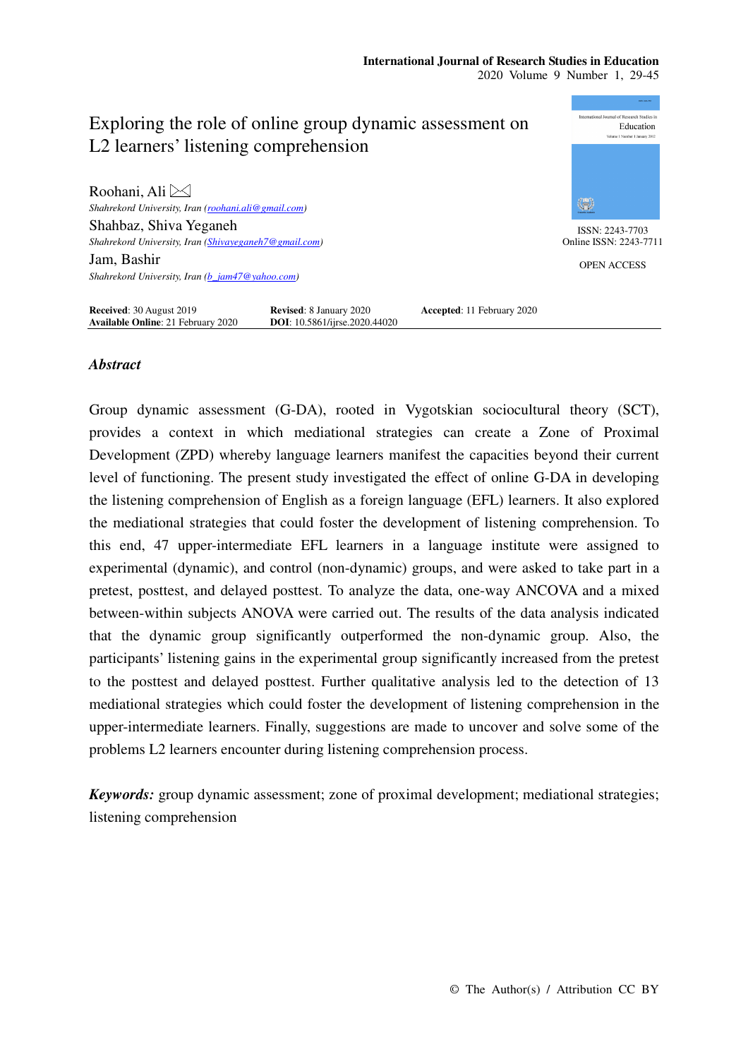# Exploring the role of online group dynamic assessment on L2 learners' listening comprehension

Roohani, Ali
*Shahrekord University, Iran (roohani.ali@gmail.com)*

Shahbaz, Shiva Yeganeh
*Shahrekord University, Iran (Shivayeganeh7@gmail.com)*

Jam, Bashir
*Shahrekord University, Iran (b_jam47@yahoo.com)*

ISSN: 2243-7703
Online ISSN: 2243-7711

OPEN ACCESS

**Received**: 30 August 2019 **Revised**: 8 January 2020 **Accepted**: 11 February 2020
**Available Online**: 21 February 2020 **DOI**: 10.5861/ijrse.2020.44020

## *Abstract*

Group dynamic assessment (G-DA), rooted in Vygotskian sociocultural theory (SCT), provides a context in which mediational strategies can create a Zone of Proximal Development (ZPD) whereby language learners manifest the capacities beyond their current level of functioning. The present study investigated the effect of online G-DA in developing the listening comprehension of English as a foreign language (EFL) learners. It also explored the mediational strategies that could foster the development of listening comprehension. To this end, 47 upper-intermediate EFL learners in a language institute were assigned to experimental (dynamic), and control (non-dynamic) groups, and were asked to take part in a pretest, posttest, and delayed posttest. To analyze the data, one-way ANCOVA and a mixed between-within subjects ANOVA were carried out. The results of the data analysis indicated that the dynamic group significantly outperformed the non-dynamic group. Also, the participants' listening gains in the experimental group significantly increased from the pretest to the posttest and delayed posttest. Further qualitative analysis led to the detection of 13 mediational strategies which could foster the development of listening comprehension in the upper-intermediate learners. Finally, suggestions are made to uncover and solve some of the problems L2 learners encounter during listening comprehension process.

***Keywords:*** group dynamic assessment; zone of proximal development; mediational strategies; listening comprehension

© The Author(s) / Attribution CC BY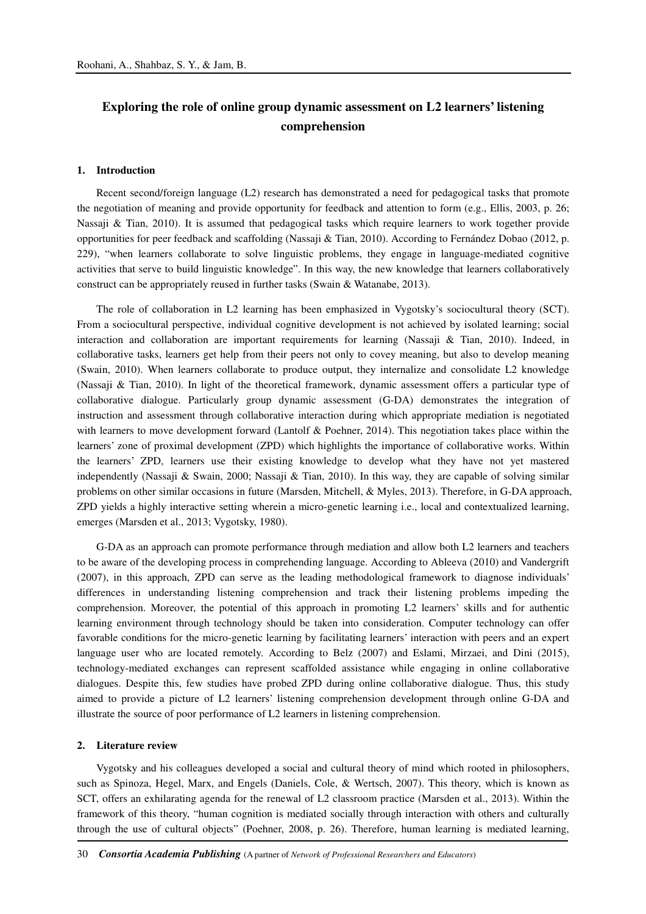# Exploring the role of online group dynamic assessment on L2 learners' listening comprehension

## 1. Introduction

Recent second/foreign language (L2) research has demonstrated a need for pedagogical tasks that promote the negotiation of meaning and provide opportunity for feedback and attention to form (e.g., Ellis, 2003, p. 26; Nassaji & Tian, 2010). It is assumed that pedagogical tasks which require learners to work together provide opportunities for peer feedback and scaffolding (Nassaji & Tian, 2010). According to Fernández Dobao (2012, p. 229), "when learners collaborate to solve linguistic problems, they engage in language-mediated cognitive activities that serve to build linguistic knowledge". In this way, the new knowledge that learners collaboratively construct can be appropriately reused in further tasks (Swain & Watanabe, 2013).

The role of collaboration in L2 learning has been emphasized in Vygotsky's sociocultural theory (SCT). From a sociocultural perspective, individual cognitive development is not achieved by isolated learning; social interaction and collaboration are important requirements for learning (Nassaji & Tian, 2010). Indeed, in collaborative tasks, learners get help from their peers not only to covey meaning, but also to develop meaning (Swain, 2010). When learners collaborate to produce output, they internalize and consolidate L2 knowledge (Nassaji & Tian, 2010). In light of the theoretical framework, dynamic assessment offers a particular type of collaborative dialogue. Particularly group dynamic assessment (G-DA) demonstrates the integration of instruction and assessment through collaborative interaction during which appropriate mediation is negotiated with learners to move development forward (Lantolf & Poehner, 2014). This negotiation takes place within the learners' zone of proximal development (ZPD) which highlights the importance of collaborative works. Within the learners' ZPD, learners use their existing knowledge to develop what they have not yet mastered independently (Nassaji & Swain, 2000; Nassaji & Tian, 2010). In this way, they are capable of solving similar problems on other similar occasions in future (Marsden, Mitchell, & Myles, 2013). Therefore, in G-DA approach, ZPD yields a highly interactive setting wherein a micro-genetic learning i.e., local and contextualized learning, emerges (Marsden et al., 2013; Vygotsky, 1980).

G-DA as an approach can promote performance through mediation and allow both L2 learners and teachers to be aware of the developing process in comprehending language. According to Ableeva (2010) and Vandergrift (2007), in this approach, ZPD can serve as the leading methodological framework to diagnose individuals' differences in understanding listening comprehension and track their listening problems impeding the comprehension. Moreover, the potential of this approach in promoting L2 learners' skills and for authentic learning environment through technology should be taken into consideration. Computer technology can offer favorable conditions for the micro-genetic learning by facilitating learners' interaction with peers and an expert language user who are located remotely. According to Belz (2007) and Eslami, Mirzaei, and Dini (2015), technology-mediated exchanges can represent scaffolded assistance while engaging in online collaborative dialogues. Despite this, few studies have probed ZPD during online collaborative dialogue. Thus, this study aimed to provide a picture of L2 learners' listening comprehension development through online G-DA and illustrate the source of poor performance of L2 learners in listening comprehension.

## 2. Literature review

Vygotsky and his colleagues developed a social and cultural theory of mind which rooted in philosophers, such as Spinoza, Hegel, Marx, and Engels (Daniels, Cole, & Wertsch, 2007). This theory, which is known as SCT, offers an exhilarating agenda for the renewal of L2 classroom practice (Marsden et al., 2013). Within the framework of this theory, "human cognition is mediated socially through interaction with others and culturally through the use of cultural objects" (Poehner, 2008, p. 26). Therefore, human learning is mediated learning,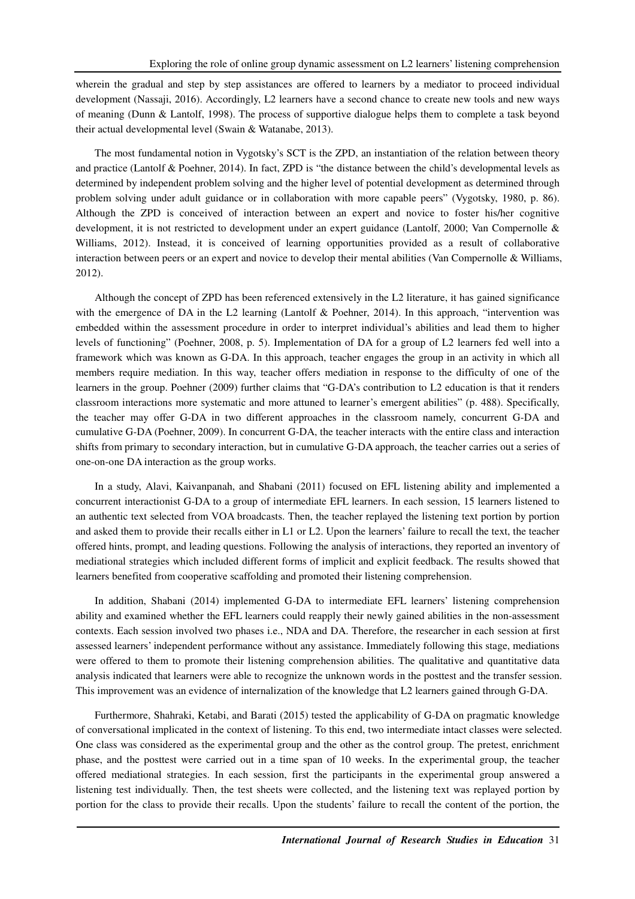wherein the gradual and step by step assistances are offered to learners by a mediator to proceed individual development (Nassaji, 2016). Accordingly, L2 learners have a second chance to create new tools and new ways of meaning (Dunn & Lantolf, 1998). The process of supportive dialogue helps them to complete a task beyond their actual developmental level (Swain & Watanabe, 2013).

The most fundamental notion in Vygotsky's SCT is the ZPD, an instantiation of the relation between theory and practice (Lantolf & Poehner, 2014). In fact, ZPD is "the distance between the child's developmental levels as determined by independent problem solving and the higher level of potential development as determined through problem solving under adult guidance or in collaboration with more capable peers" (Vygotsky, 1980, p. 86). Although the ZPD is conceived of interaction between an expert and novice to foster his/her cognitive development, it is not restricted to development under an expert guidance (Lantolf, 2000; Van Compernolle & Williams, 2012). Instead, it is conceived of learning opportunities provided as a result of collaborative interaction between peers or an expert and novice to develop their mental abilities (Van Compernolle & Williams, 2012).

Although the concept of ZPD has been referenced extensively in the L2 literature, it has gained significance with the emergence of DA in the L2 learning (Lantolf & Poehner, 2014). In this approach, "intervention was embedded within the assessment procedure in order to interpret individual's abilities and lead them to higher levels of functioning" (Poehner, 2008, p. 5). Implementation of DA for a group of L2 learners fed well into a framework which was known as G-DA. In this approach, teacher engages the group in an activity in which all members require mediation. In this way, teacher offers mediation in response to the difficulty of one of the learners in the group. Poehner (2009) further claims that "G-DA's contribution to L2 education is that it renders classroom interactions more systematic and more attuned to learner's emergent abilities" (p. 488). Specifically, the teacher may offer G-DA in two different approaches in the classroom namely, concurrent G-DA and cumulative G-DA (Poehner, 2009). In concurrent G-DA, the teacher interacts with the entire class and interaction shifts from primary to secondary interaction, but in cumulative G-DA approach, the teacher carries out a series of one-on-one DA interaction as the group works.

In a study, Alavi, Kaivanpanah, and Shabani (2011) focused on EFL listening ability and implemented a concurrent interactionist G-DA to a group of intermediate EFL learners. In each session, 15 learners listened to an authentic text selected from VOA broadcasts. Then, the teacher replayed the listening text portion by portion and asked them to provide their recalls either in L1 or L2. Upon the learners' failure to recall the text, the teacher offered hints, prompt, and leading questions. Following the analysis of interactions, they reported an inventory of mediational strategies which included different forms of implicit and explicit feedback. The results showed that learners benefited from cooperative scaffolding and promoted their listening comprehension.

In addition, Shabani (2014) implemented G-DA to intermediate EFL learners' listening comprehension ability and examined whether the EFL learners could reapply their newly gained abilities in the non-assessment contexts. Each session involved two phases i.e., NDA and DA. Therefore, the researcher in each session at first assessed learners' independent performance without any assistance. Immediately following this stage, mediations were offered to them to promote their listening comprehension abilities. The qualitative and quantitative data analysis indicated that learners were able to recognize the unknown words in the posttest and the transfer session. This improvement was an evidence of internalization of the knowledge that L2 learners gained through G-DA.

Furthermore, Shahraki, Ketabi, and Barati (2015) tested the applicability of G-DA on pragmatic knowledge of conversational implicated in the context of listening. To this end, two intermediate intact classes were selected. One class was considered as the experimental group and the other as the control group. The pretest, enrichment phase, and the posttest were carried out in a time span of 10 weeks. In the experimental group, the teacher offered mediational strategies. In each session, first the participants in the experimental group answered a listening test individually. Then, the test sheets were collected, and the listening text was replayed portion by portion for the class to provide their recalls. Upon the students' failure to recall the content of the portion, the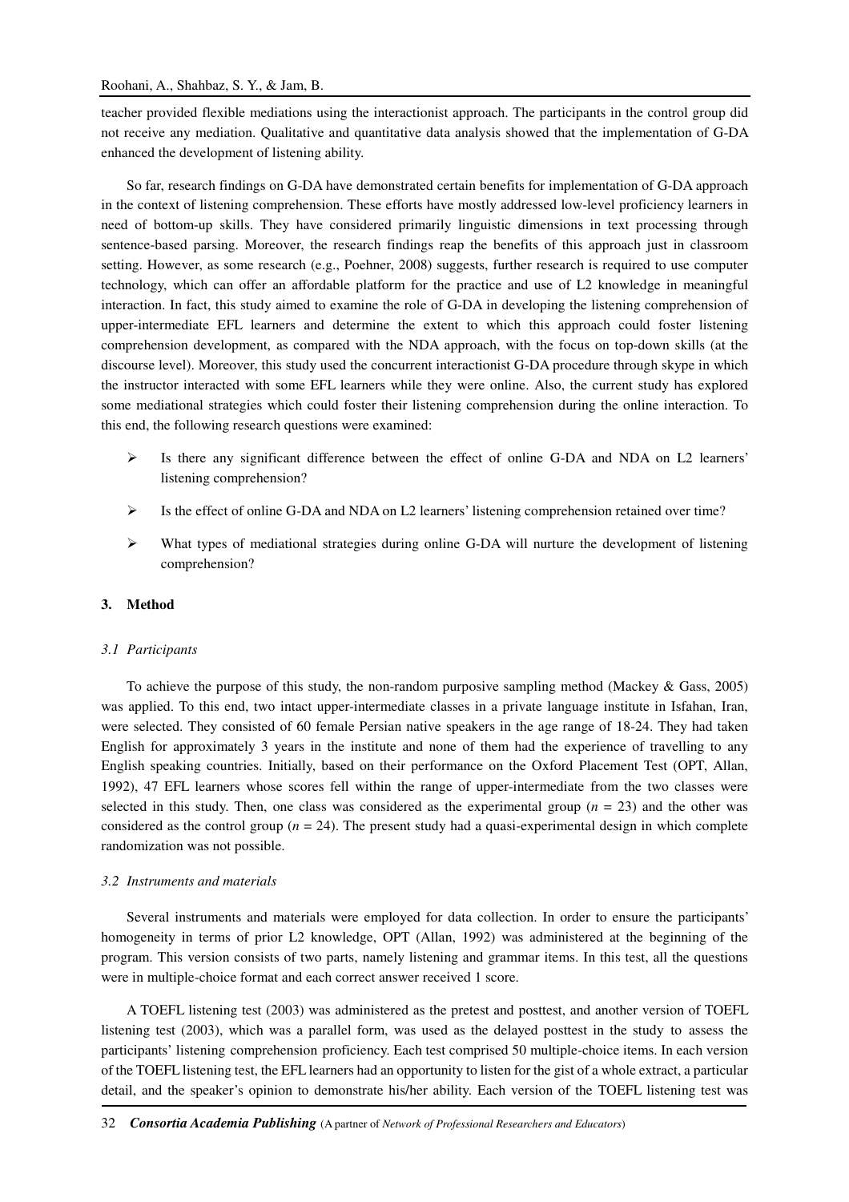teacher provided flexible mediations using the interactionist approach. The participants in the control group did not receive any mediation. Qualitative and quantitative data analysis showed that the implementation of G-DA enhanced the development of listening ability.

So far, research findings on G-DA have demonstrated certain benefits for implementation of G-DA approach in the context of listening comprehension. These efforts have mostly addressed low-level proficiency learners in need of bottom-up skills. They have considered primarily linguistic dimensions in text processing through sentence-based parsing. Moreover, the research findings reap the benefits of this approach just in classroom setting. However, as some research (e.g., Poehner, 2008) suggests, further research is required to use computer technology, which can offer an affordable platform for the practice and use of L2 knowledge in meaningful interaction. In fact, this study aimed to examine the role of G-DA in developing the listening comprehension of upper-intermediate EFL learners and determine the extent to which this approach could foster listening comprehension development, as compared with the NDA approach, with the focus on top-down skills (at the discourse level). Moreover, this study used the concurrent interactionist G-DA procedure through skype in which the instructor interacted with some EFL learners while they were online. Also, the current study has explored some mediational strategies which could foster their listening comprehension during the online interaction. To this end, the following research questions were examined:

- Is there any significant difference between the effect of online G-DA and NDA on L2 learners' listening comprehension?
- Is the effect of online G-DA and NDA on L2 learners' listening comprehension retained over time?
- What types of mediational strategies during online G-DA will nurture the development of listening comprehension?

## 3. Method

### *3.1 Participants*

To achieve the purpose of this study, the non-random purposive sampling method (Mackey & Gass, 2005) was applied. To this end, two intact upper-intermediate classes in a private language institute in Isfahan, Iran, were selected. They consisted of 60 female Persian native speakers in the age range of 18-24. They had taken English for approximately 3 years in the institute and none of them had the experience of travelling to any English speaking countries. Initially, based on their performance on the Oxford Placement Test (OPT, Allan, 1992), 47 EFL learners whose scores fell within the range of upper-intermediate from the two classes were selected in this study. Then, one class was considered as the experimental group ($n$ = 23) and the other was considered as the control group ($n$ = 24). The present study had a quasi-experimental design in which complete randomization was not possible.

### *3.2 Instruments and materials*

Several instruments and materials were employed for data collection. In order to ensure the participants' homogeneity in terms of prior L2 knowledge, OPT (Allan, 1992) was administered at the beginning of the program. This version consists of two parts, namely listening and grammar items. In this test, all the questions were in multiple-choice format and each correct answer received 1 score.

A TOEFL listening test (2003) was administered as the pretest and posttest, and another version of TOEFL listening test (2003), which was a parallel form, was used as the delayed posttest in the study to assess the participants' listening comprehension proficiency. Each test comprised 50 multiple-choice items. In each version of the TOEFL listening test, the EFL learners had an opportunity to listen for the gist of a whole extract, a particular detail, and the speaker's opinion to demonstrate his/her ability. Each version of the TOEFL listening test was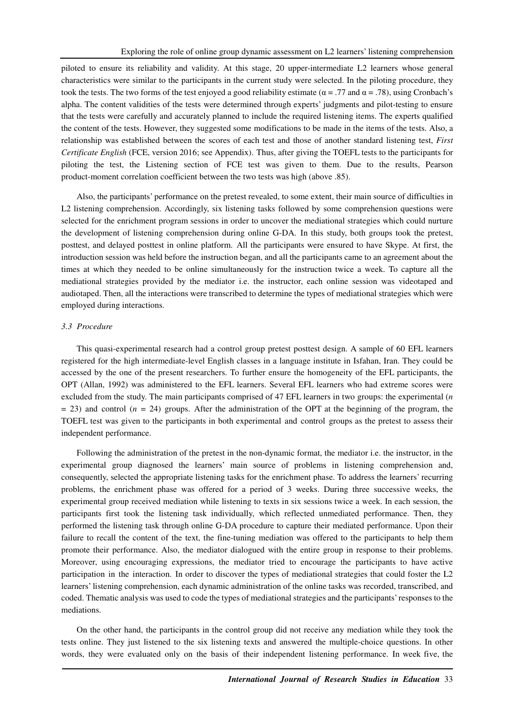piloted to ensure its reliability and validity. At this stage, 20 upper-intermediate L2 learners whose general characteristics were similar to the participants in the current study were selected. In the piloting procedure, they took the tests. The two forms of the test enjoyed a good reliability estimate ($\alpha = .77$ and $\alpha = .78$), using Cronbach's alpha. The content validities of the tests were determined through experts' judgments and pilot-testing to ensure that the tests were carefully and accurately planned to include the required listening items. The experts qualified the content of the tests. However, they suggested some modifications to be made in the items of the tests. Also, a relationship was established between the scores of each test and those of another standard listening test, *First Certificate English* (FCE, version 2016; see Appendix). Thus, after giving the TOEFL tests to the participants for piloting the test, the Listening section of FCE test was given to them. Due to the results, Pearson product-moment correlation coefficient between the two tests was high (above .85).

Also, the participants' performance on the pretest revealed, to some extent, their main source of difficulties in L2 listening comprehension. Accordingly, six listening tasks followed by some comprehension questions were selected for the enrichment program sessions in order to uncover the mediational strategies which could nurture the development of listening comprehension during online G-DA. In this study, both groups took the pretest, posttest, and delayed posttest in online platform. All the participants were ensured to have Skype. At first, the introduction session was held before the instruction began, and all the participants came to an agreement about the times at which they needed to be online simultaneously for the instruction twice a week. To capture all the mediational strategies provided by the mediator i.e. the instructor, each online session was videotaped and audiotaped. Then, all the interactions were transcribed to determine the types of mediational strategies which were employed during interactions.

### 3.3 Procedure

This quasi-experimental research had a control group pretest posttest design. A sample of 60 EFL learners registered for the high intermediate-level English classes in a language institute in Isfahan, Iran. They could be accessed by the one of the present researchers. To further ensure the homogeneity of the EFL participants, the OPT (Allan, 1992) was administered to the EFL learners. Several EFL learners who had extreme scores were excluded from the study. The main participants comprised of 47 EFL learners in two groups: the experimental ($n = 23$) and control ($n = 24$) groups. After the administration of the OPT at the beginning of the program, the TOEFL test was given to the participants in both experimental and control groups as the pretest to assess their independent performance.

Following the administration of the pretest in the non-dynamic format, the mediator i.e. the instructor, in the experimental group diagnosed the learners' main source of problems in listening comprehension and, consequently, selected the appropriate listening tasks for the enrichment phase. To address the learners' recurring problems, the enrichment phase was offered for a period of 3 weeks. During three successive weeks, the experimental group received mediation while listening to texts in six sessions twice a week. In each session, the participants first took the listening task individually, which reflected unmediated performance. Then, they performed the listening task through online G-DA procedure to capture their mediated performance. Upon their failure to recall the content of the text, the fine-tuning mediation was offered to the participants to help them promote their performance. Also, the mediator dialogued with the entire group in response to their problems. Moreover, using encouraging expressions, the mediator tried to encourage the participants to have active participation in the interaction. In order to discover the types of mediational strategies that could foster the L2 learners' listening comprehension, each dynamic administration of the online tasks was recorded, transcribed, and coded. Thematic analysis was used to code the types of mediational strategies and the participants' responses to the mediations.

On the other hand, the participants in the control group did not receive any mediation while they took the tests online. They just listened to the six listening texts and answered the multiple-choice questions. In other words, they were evaluated only on the basis of their independent listening performance. In week five, the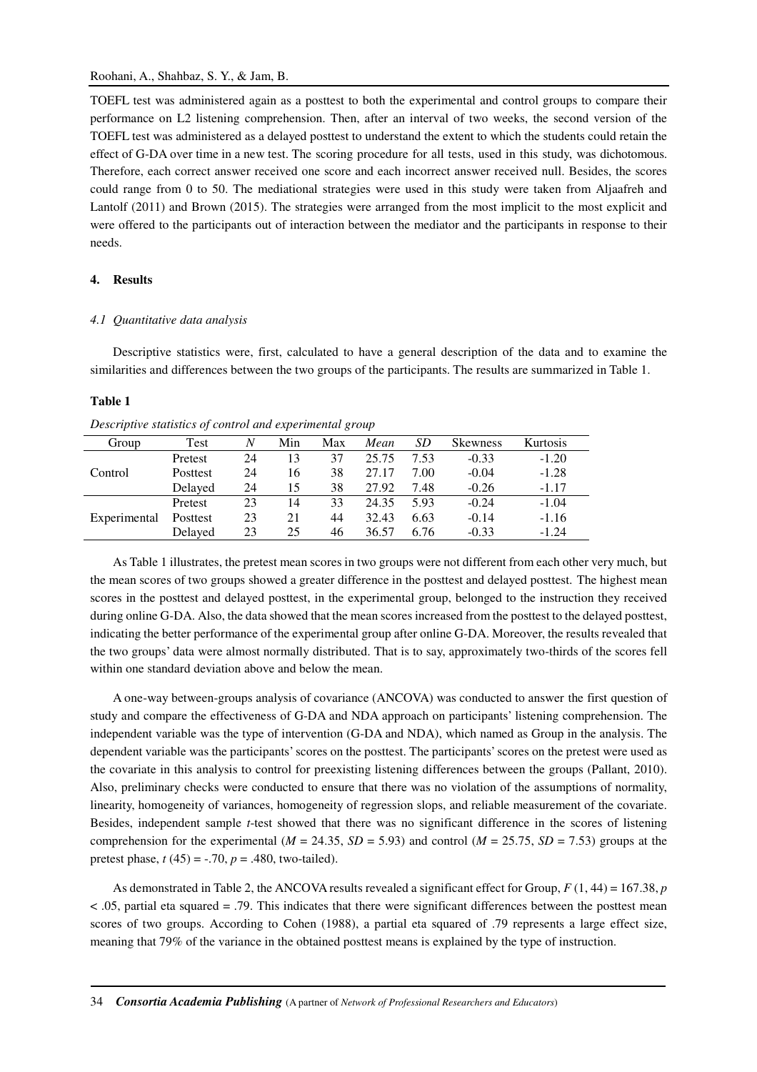TOEFL test was administered again as a posttest to both the experimental and control groups to compare their performance on L2 listening comprehension. Then, after an interval of two weeks, the second version of the TOEFL test was administered as a delayed posttest to understand the extent to which the students could retain the effect of G-DA over time in a new test. The scoring procedure for all tests, used in this study, was dichotomous. Therefore, each correct answer received one score and each incorrect answer received null. Besides, the scores could range from 0 to 50. The mediational strategies were used in this study were taken from Aljaafreh and Lantolf (2011) and Brown (2015). The strategies were arranged from the most implicit to the most explicit and were offered to the participants out of interaction between the mediator and the participants in response to their needs.

## 4. Results

### 4.1 Quantitative data analysis

Descriptive statistics were, first, calculated to have a general description of the data and to examine the similarities and differences between the two groups of the participants. The results are summarized in Table 1.

**Table 1**

*Descriptive statistics of control and experimental group*

| Group | Test | *N* | Min | Max | *Mean* | *SD* | Skewness | Kurtosis |
|---|---|---|---|---|---|---|---|---|
| Control | Pretest | 24 | 13 | 37 | 25.75 | 7.53 | -0.33 | -1.20 |
| | Posttest | 24 | 16 | 38 | 27.17 | 7.00 | -0.04 | -1.28 |
| | Delayed | 24 | 15 | 38 | 27.92 | 7.48 | -0.26 | -1.17 |
| Experimental | Pretest | 23 | 14 | 33 | 24.35 | 5.93 | -0.24 | -1.04 |
| | Posttest | 23 | 21 | 44 | 32.43 | 6.63 | -0.14 | -1.16 |
| | Delayed | 23 | 25 | 46 | 36.57 | 6.76 | -0.33 | -1.24 |

As Table 1 illustrates, the pretest mean scores in two groups were not different from each other very much, but the mean scores of two groups showed a greater difference in the posttest and delayed posttest. The highest mean scores in the posttest and delayed posttest, in the experimental group, belonged to the instruction they received during online G-DA. Also, the data showed that the mean scores increased from the posttest to the delayed posttest, indicating the better performance of the experimental group after online G-DA. Moreover, the results revealed that the two groups' data were almost normally distributed. That is to say, approximately two-thirds of the scores fell within one standard deviation above and below the mean.

A one-way between-groups analysis of covariance (ANCOVA) was conducted to answer the first question of study and compare the effectiveness of G-DA and NDA approach on participants' listening comprehension. The independent variable was the type of intervention (G-DA and NDA), which named as Group in the analysis. The dependent variable was the participants' scores on the posttest. The participants' scores on the pretest were used as the covariate in this analysis to control for preexisting listening differences between the groups (Pallant, 2010). Also, preliminary checks were conducted to ensure that there was no violation of the assumptions of normality, linearity, homogeneity of variances, homogeneity of regression slops, and reliable measurement of the covariate. Besides, independent sample *t*-test showed that there was no significant difference in the scores of listening comprehension for the experimental ($M = 24.35$, $SD = 5.93$) and control ($M = 25.75$, $SD = 7.53$) groups at the pretest phase, $t\,(45) = -.70$, $p = .480$, two-tailed).

As demonstrated in Table 2, the ANCOVA results revealed a significant effect for Group, $F\,(1, 44) = 167.38$, $p < .05$, partial eta squared = .79. This indicates that there were significant differences between the posttest mean scores of two groups. According to Cohen (1988), a partial eta squared of .79 represents a large effect size, meaning that 79% of the variance in the obtained posttest means is explained by the type of instruction.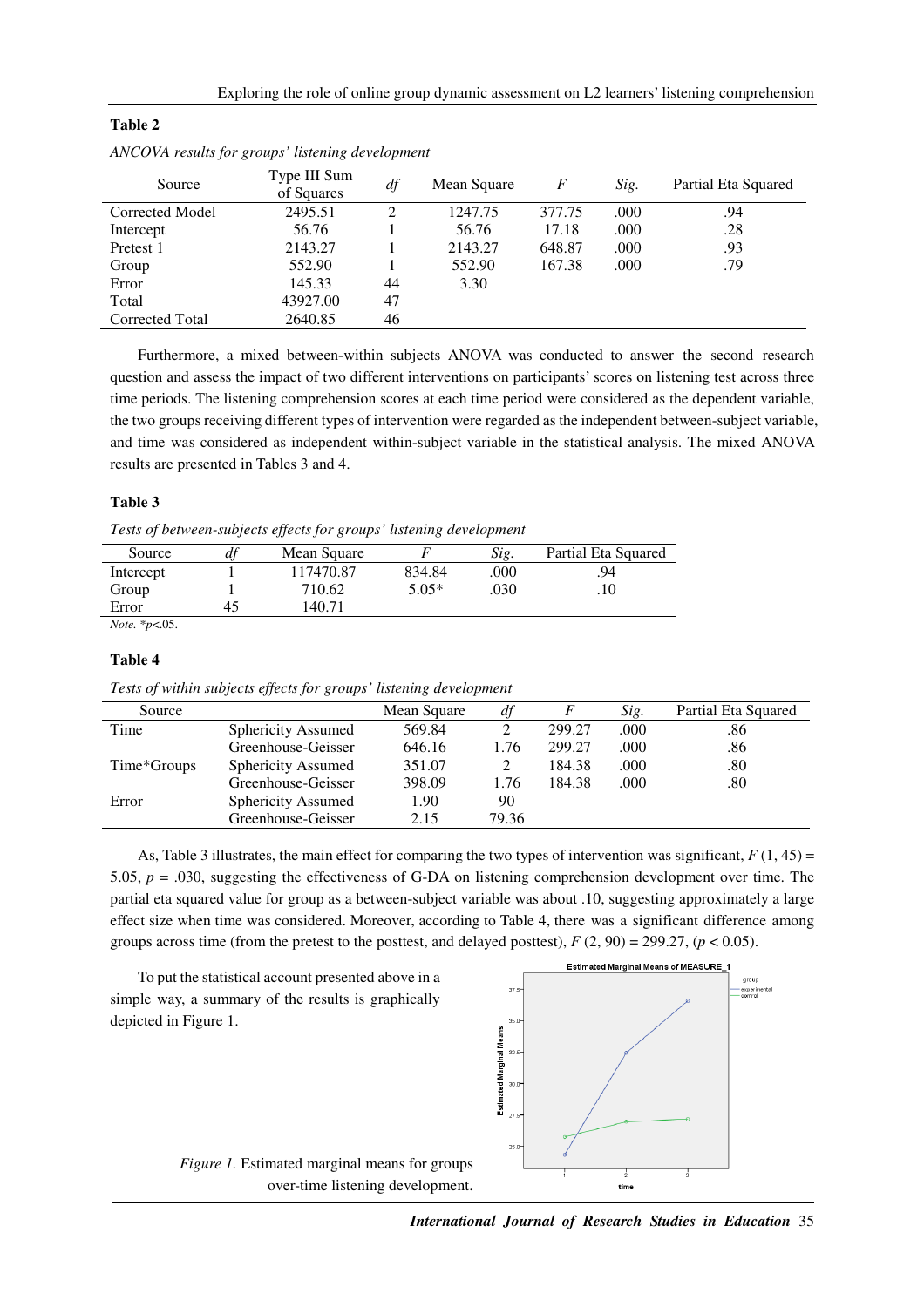**Table 2**

*ANCOVA results for groups' listening development*

| Source | Type III Sum of Squares | *df* | Mean Square | *F* | *Sig.* | Partial Eta Squared |
|---|---|---|---|---|---|---|
| Corrected Model | 2495.51 | 2 | 1247.75 | 377.75 | .000 | .94 |
| Intercept | 56.76 | 1 | 56.76 | 17.18 | .000 | .28 |
| Pretest 1 | 2143.27 | 1 | 2143.27 | 648.87 | .000 | .93 |
| Group | 552.90 | 1 | 552.90 | 167.38 | .000 | .79 |
| Error | 145.33 | 44 | 3.30 | | | |
| Total | 43927.00 | 47 | | | | |
| Corrected Total | 2640.85 | 46 | | | | |

Furthermore, a mixed between-within subjects ANOVA was conducted to answer the second research question and assess the impact of two different interventions on participants' scores on listening test across three time periods. The listening comprehension scores at each time period were considered as the dependent variable, the two groups receiving different types of intervention were regarded as the independent between-subject variable, and time was considered as independent within-subject variable in the statistical analysis. The mixed ANOVA results are presented in Tables 3 and 4.

**Table 3**

*Tests of between-subjects effects for groups' listening development*

| Source | *df* | Mean Square | *F* | *Sig.* | Partial Eta Squared |
|---|---|---|---|---|---|
| Intercept | 1 | 117470.87 | 834.84 | .000 | .94 |
| Group | 1 | 710.62 | 5.05* | .030 | .10 |
| Error | 45 | 140.71 | | | |

*Note.* *$p$<.05.

**Table 4**

*Tests of within subjects effects for groups' listening development*

| Source | | Mean Square | *df* | *F* | *Sig.* | Partial Eta Squared |
|---|---|---|---|---|---|---|
| Time | Sphericity Assumed | 569.84 | 2 | 299.27 | .000 | .86 |
| | Greenhouse-Geisser | 646.16 | 1.76 | 299.27 | .000 | .86 |
| Time*Groups | Sphericity Assumed | 351.07 | 2 | 184.38 | .000 | .80 |
| | Greenhouse-Geisser | 398.09 | 1.76 | 184.38 | .000 | .80 |
| Error | Sphericity Assumed | 1.90 | 90 | | | |
| | Greenhouse-Geisser | 2.15 | 79.36 | | | |

As, Table 3 illustrates, the main effect for comparing the two types of intervention was significant, $F\,(1, 45) = 5.05$, $p = .030$, suggesting the effectiveness of G-DA on listening comprehension development over time. The partial eta squared value for group as a between-subject variable was about .10, suggesting approximately a large effect size when time was considered. Moreover, according to Table 4, there was a significant difference among groups across time (from the pretest to the posttest, and delayed posttest), $F\,(2, 90) = 299.27$, ($p < 0.05$).

To put the statistical account presented above in a simple way, a summary of the results is graphically depicted in Figure 1.

*Figure 1.* Estimated marginal means for groups over-time listening development.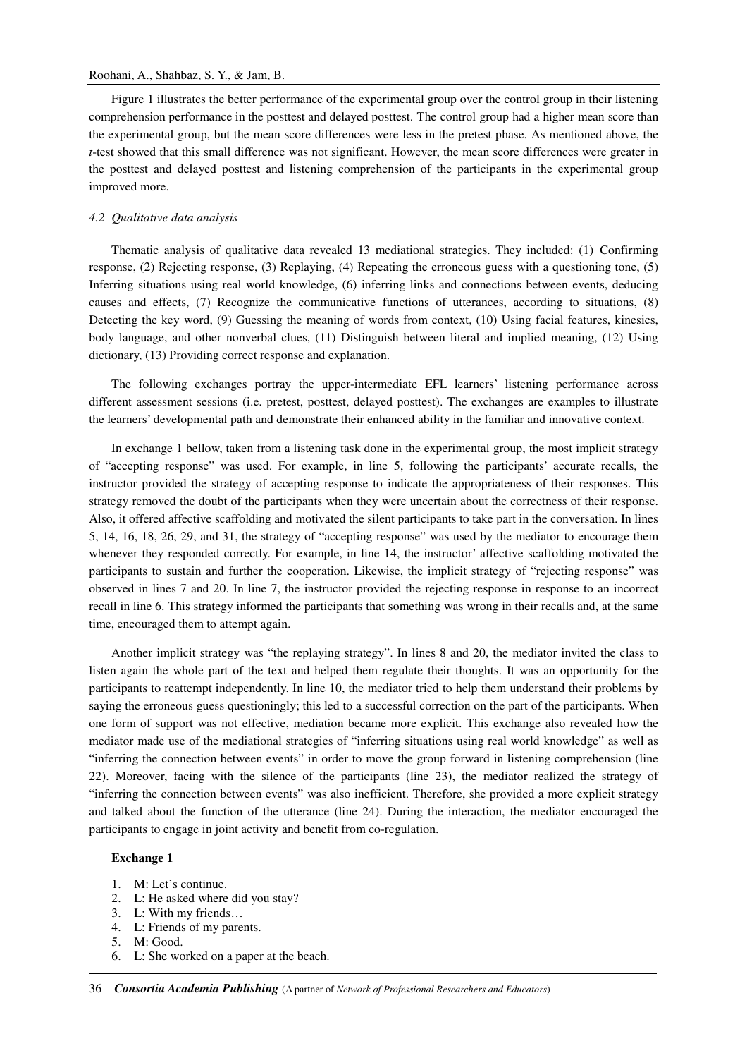Figure 1 illustrates the better performance of the experimental group over the control group in their listening comprehension performance in the posttest and delayed posttest. The control group had a higher mean score than the experimental group, but the mean score differences were less in the pretest phase. As mentioned above, the *t*-test showed that this small difference was not significant. However, the mean score differences were greater in the posttest and delayed posttest and listening comprehension of the participants in the experimental group improved more.

### *4.2 Qualitative data analysis*

Thematic analysis of qualitative data revealed 13 mediational strategies. They included: (1) Confirming response, (2) Rejecting response, (3) Replaying, (4) Repeating the erroneous guess with a questioning tone, (5) Inferring situations using real world knowledge, (6) inferring links and connections between events, deducing causes and effects, (7) Recognize the communicative functions of utterances, according to situations, (8) Detecting the key word, (9) Guessing the meaning of words from context, (10) Using facial features, kinesics, body language, and other nonverbal clues, (11) Distinguish between literal and implied meaning, (12) Using dictionary, (13) Providing correct response and explanation.

The following exchanges portray the upper-intermediate EFL learners' listening performance across different assessment sessions (i.e. pretest, posttest, delayed posttest). The exchanges are examples to illustrate the learners' developmental path and demonstrate their enhanced ability in the familiar and innovative context.

In exchange 1 bellow, taken from a listening task done in the experimental group, the most implicit strategy of "accepting response" was used. For example, in line 5, following the participants' accurate recalls, the instructor provided the strategy of accepting response to indicate the appropriateness of their responses. This strategy removed the doubt of the participants when they were uncertain about the correctness of their response. Also, it offered affective scaffolding and motivated the silent participants to take part in the conversation. In lines 5, 14, 16, 18, 26, 29, and 31, the strategy of "accepting response" was used by the mediator to encourage them whenever they responded correctly. For example, in line 14, the instructor' affective scaffolding motivated the participants to sustain and further the cooperation. Likewise, the implicit strategy of "rejecting response" was observed in lines 7 and 20. In line 7, the instructor provided the rejecting response in response to an incorrect recall in line 6. This strategy informed the participants that something was wrong in their recalls and, at the same time, encouraged them to attempt again.

Another implicit strategy was "the replaying strategy". In lines 8 and 20, the mediator invited the class to listen again the whole part of the text and helped them regulate their thoughts. It was an opportunity for the participants to reattempt independently. In line 10, the mediator tried to help them understand their problems by saying the erroneous guess questioningly; this led to a successful correction on the part of the participants. When one form of support was not effective, mediation became more explicit. This exchange also revealed how the mediator made use of the mediational strategies of "inferring situations using real world knowledge" as well as "inferring the connection between events" in order to move the group forward in listening comprehension (line 22). Moreover, facing with the silence of the participants (line 23), the mediator realized the strategy of "inferring the connection between events" was also inefficient. Therefore, she provided a more explicit strategy and talked about the function of the utterance (line 24). During the interaction, the mediator encouraged the participants to engage in joint activity and benefit from co-regulation.

**Exchange 1**

1. M: Let's continue.
2. L: He asked where did you stay?
3. L: With my friends…
4. L: Friends of my parents.
5. M: Good.
6. L: She worked on a paper at the beach.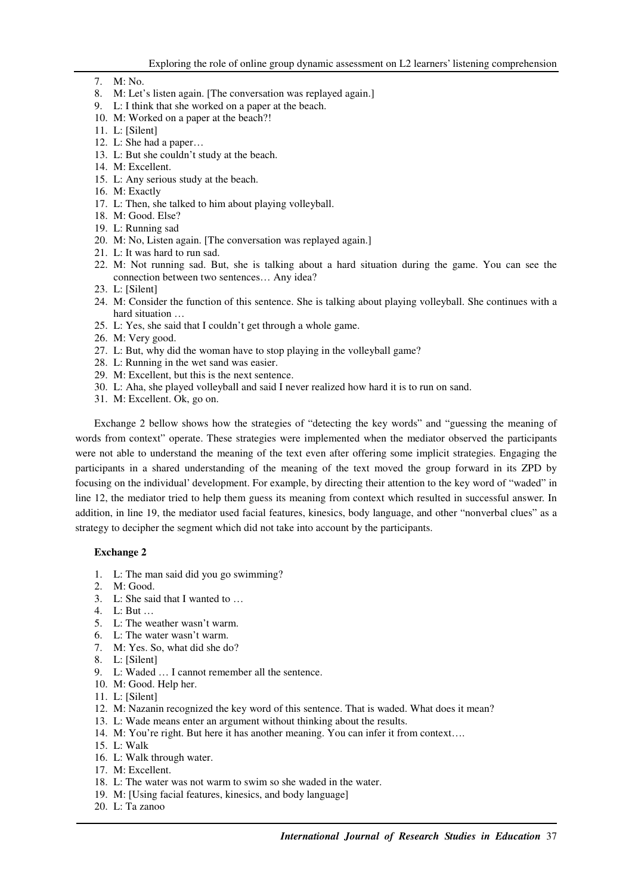7. M: No.
8. M: Let's listen again. [The conversation was replayed again.]
9. L: I think that she worked on a paper at the beach.
10. M: Worked on a paper at the beach?!
11. L: [Silent]
12. L: She had a paper…
13. L: But she couldn't study at the beach.
14. M: Excellent.
15. L: Any serious study at the beach.
16. M: Exactly
17. L: Then, she talked to him about playing volleyball.
18. M: Good. Else?
19. L: Running sad
20. M: No, Listen again. [The conversation was replayed again.]
21. L: It was hard to run sad.
22. M: Not running sad. But, she is talking about a hard situation during the game. You can see the connection between two sentences… Any idea?
23. L: [Silent]
24. M: Consider the function of this sentence. She is talking about playing volleyball. She continues with a hard situation …
25. L: Yes, she said that I couldn't get through a whole game.
26. M: Very good.
27. L: But, why did the woman have to stop playing in the volleyball game?
28. L: Running in the wet sand was easier.
29. M: Excellent, but this is the next sentence.
30. L: Aha, she played volleyball and said I never realized how hard it is to run on sand.
31. M: Excellent. Ok, go on.

Exchange 2 bellow shows how the strategies of "detecting the key words" and "guessing the meaning of words from context" operate. These strategies were implemented when the mediator observed the participants were not able to understand the meaning of the text even after offering some implicit strategies. Engaging the participants in a shared understanding of the meaning of the text moved the group forward in its ZPD by focusing on the individual' development. For example, by directing their attention to the key word of "waded" in line 12, the mediator tried to help them guess its meaning from context which resulted in successful answer. In addition, in line 19, the mediator used facial features, kinesics, body language, and other "nonverbal clues" as a strategy to decipher the segment which did not take into account by the participants.

**Exchange 2**

1. L: The man said did you go swimming?
2. M: Good.
3. L: She said that I wanted to …
4. L: But …
5. L: The weather wasn't warm.
6. L: The water wasn't warm.
7. M: Yes. So, what did she do?
8. L: [Silent]
9. L: Waded … I cannot remember all the sentence.
10. M: Good. Help her.
11. L: [Silent]
12. M: Nazanin recognized the key word of this sentence. That is waded. What does it mean?
13. L: Wade means enter an argument without thinking about the results.
14. M: You're right. But here it has another meaning. You can infer it from context….
15. L: Walk
16. L: Walk through water.
17. M: Excellent.
18. L: The water was not warm to swim so she waded in the water.
19. M: [Using facial features, kinesics, and body language]
20. L: Ta zanoo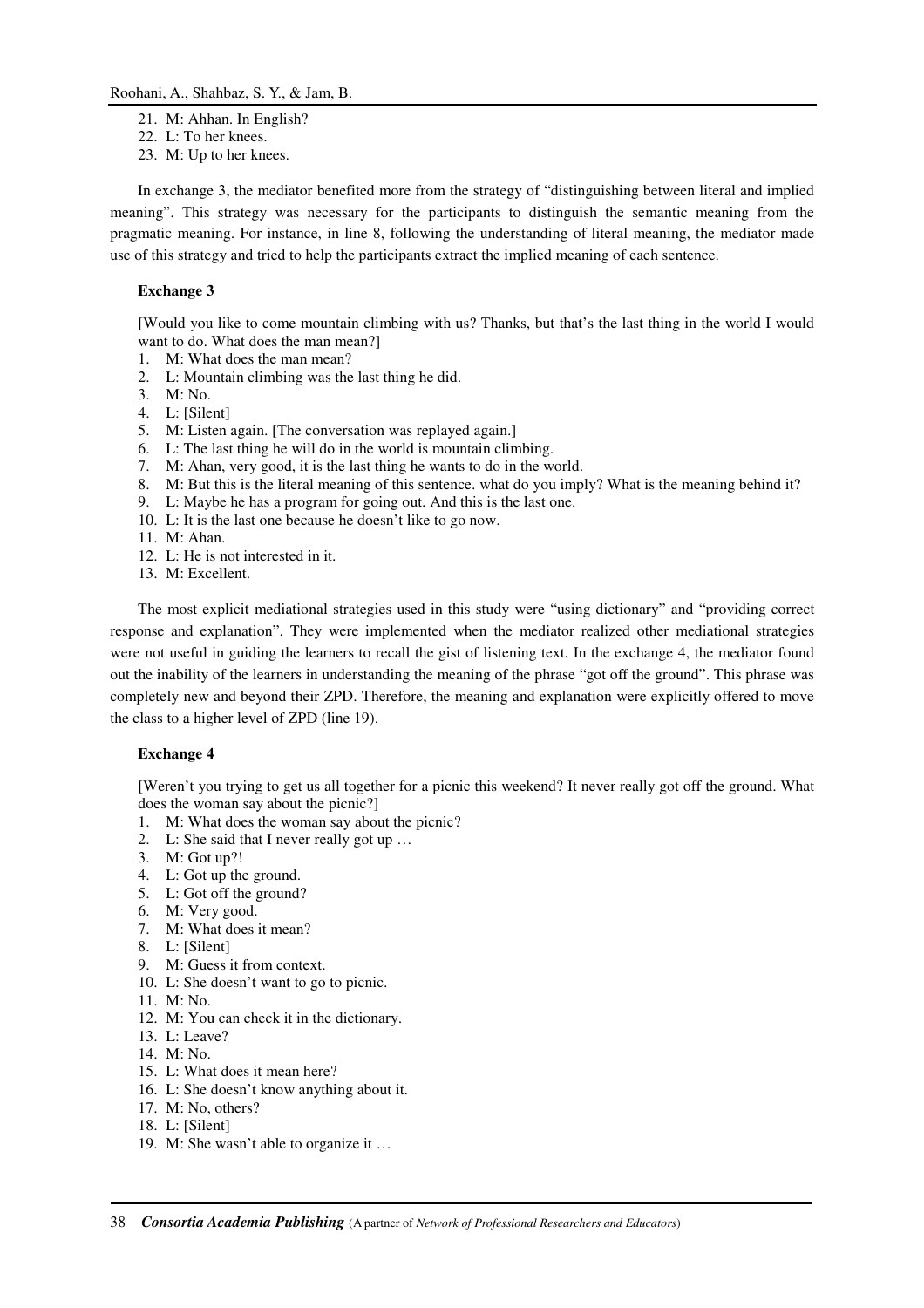21. M: Ahhan. In English?
22. L: To her knees.
23. M: Up to her knees.

In exchange 3, the mediator benefited more from the strategy of "distinguishing between literal and implied meaning". This strategy was necessary for the participants to distinguish the semantic meaning from the pragmatic meaning. For instance, in line 8, following the understanding of literal meaning, the mediator made use of this strategy and tried to help the participants extract the implied meaning of each sentence.

**Exchange 3**

[Would you like to come mountain climbing with us? Thanks, but that's the last thing in the world I would want to do. What does the man mean?]

1. M: What does the man mean?
2. L: Mountain climbing was the last thing he did.
3. M: No.
4. L: [Silent]
5. M: Listen again. [The conversation was replayed again.]
6. L: The last thing he will do in the world is mountain climbing.
7. M: Ahan, very good, it is the last thing he wants to do in the world.
8. M: But this is the literal meaning of this sentence. what do you imply? What is the meaning behind it?
9. L: Maybe he has a program for going out. And this is the last one.
10. L: It is the last one because he doesn't like to go now.
11. M: Ahan.
12. L: He is not interested in it.
13. M: Excellent.

The most explicit mediational strategies used in this study were "using dictionary" and "providing correct response and explanation". They were implemented when the mediator realized other mediational strategies were not useful in guiding the learners to recall the gist of listening text. In the exchange 4, the mediator found out the inability of the learners in understanding the meaning of the phrase "got off the ground". This phrase was completely new and beyond their ZPD. Therefore, the meaning and explanation were explicitly offered to move the class to a higher level of ZPD (line 19).

**Exchange 4**

[Weren't you trying to get us all together for a picnic this weekend? It never really got off the ground. What does the woman say about the picnic?]

1. M: What does the woman say about the picnic?
2. L: She said that I never really got up …
3. M: Got up?!
4. L: Got up the ground.
5. L: Got off the ground?
6. M: Very good.
7. M: What does it mean?
8. L: [Silent]
9. M: Guess it from context.
10. L: She doesn't want to go to picnic.
11. M: No.
12. M: You can check it in the dictionary.
13. L: Leave?
14. M: No.
15. L: What does it mean here?
16. L: She doesn't know anything about it.
17. M: No, others?
18. L: [Silent]
19. M: She wasn't able to organize it …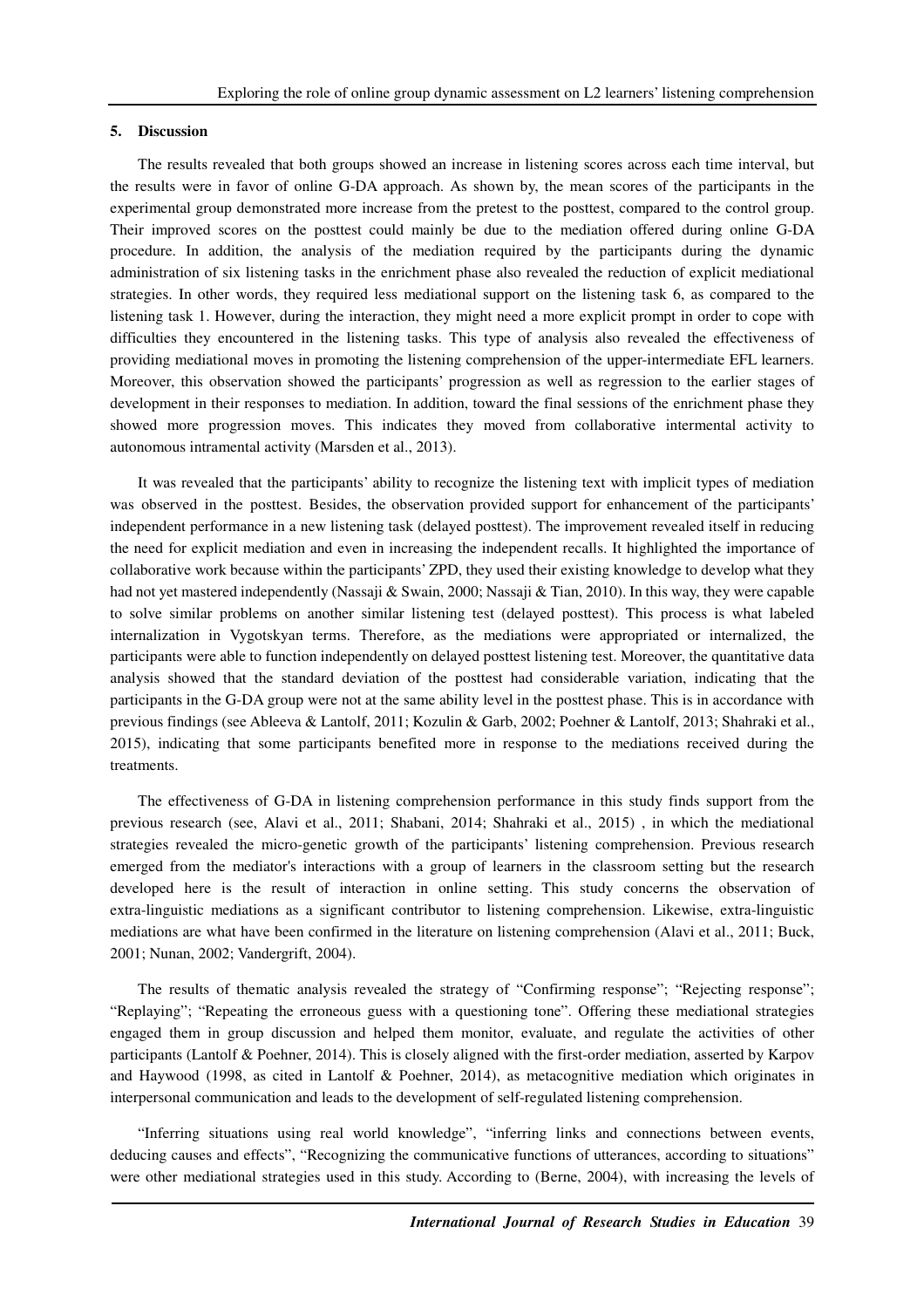## 5. Discussion

The results revealed that both groups showed an increase in listening scores across each time interval, but the results were in favor of online G-DA approach. As shown by, the mean scores of the participants in the experimental group demonstrated more increase from the pretest to the posttest, compared to the control group. Their improved scores on the posttest could mainly be due to the mediation offered during online G-DA procedure. In addition, the analysis of the mediation required by the participants during the dynamic administration of six listening tasks in the enrichment phase also revealed the reduction of explicit mediational strategies. In other words, they required less mediational support on the listening task 6, as compared to the listening task 1. However, during the interaction, they might need a more explicit prompt in order to cope with difficulties they encountered in the listening tasks. This type of analysis also revealed the effectiveness of providing mediational moves in promoting the listening comprehension of the upper-intermediate EFL learners. Moreover, this observation showed the participants' progression as well as regression to the earlier stages of development in their responses to mediation. In addition, toward the final sessions of the enrichment phase they showed more progression moves. This indicates they moved from collaborative intermental activity to autonomous intramental activity (Marsden et al., 2013).

It was revealed that the participants' ability to recognize the listening text with implicit types of mediation was observed in the posttest. Besides, the observation provided support for enhancement of the participants' independent performance in a new listening task (delayed posttest). The improvement revealed itself in reducing the need for explicit mediation and even in increasing the independent recalls. It highlighted the importance of collaborative work because within the participants' ZPD, they used their existing knowledge to develop what they had not yet mastered independently (Nassaji & Swain, 2000; Nassaji & Tian, 2010). In this way, they were capable to solve similar problems on another similar listening test (delayed posttest). This process is what labeled internalization in Vygotskyan terms. Therefore, as the mediations were appropriated or internalized, the participants were able to function independently on delayed posttest listening test. Moreover, the quantitative data analysis showed that the standard deviation of the posttest had considerable variation, indicating that the participants in the G-DA group were not at the same ability level in the posttest phase. This is in accordance with previous findings (see Ableeva & Lantolf, 2011; Kozulin & Garb, 2002; Poehner & Lantolf, 2013; Shahraki et al., 2015), indicating that some participants benefited more in response to the mediations received during the treatments.

The effectiveness of G-DA in listening comprehension performance in this study finds support from the previous research (see, Alavi et al., 2011; Shabani, 2014; Shahraki et al., 2015) , in which the mediational strategies revealed the micro-genetic growth of the participants' listening comprehension. Previous research emerged from the mediator's interactions with a group of learners in the classroom setting but the research developed here is the result of interaction in online setting. This study concerns the observation of extra-linguistic mediations as a significant contributor to listening comprehension. Likewise, extra-linguistic mediations are what have been confirmed in the literature on listening comprehension (Alavi et al., 2011; Buck, 2001; Nunan, 2002; Vandergrift, 2004).

The results of thematic analysis revealed the strategy of "Confirming response"; "Rejecting response"; "Replaying"; "Repeating the erroneous guess with a questioning tone". Offering these mediational strategies engaged them in group discussion and helped them monitor, evaluate, and regulate the activities of other participants (Lantolf & Poehner, 2014). This is closely aligned with the first-order mediation, asserted by Karpov and Haywood (1998, as cited in Lantolf & Poehner, 2014), as metacognitive mediation which originates in interpersonal communication and leads to the development of self-regulated listening comprehension.

"Inferring situations using real world knowledge", "inferring links and connections between events, deducing causes and effects", "Recognizing the communicative functions of utterances, according to situations" were other mediational strategies used in this study. According to (Berne, 2004), with increasing the levels of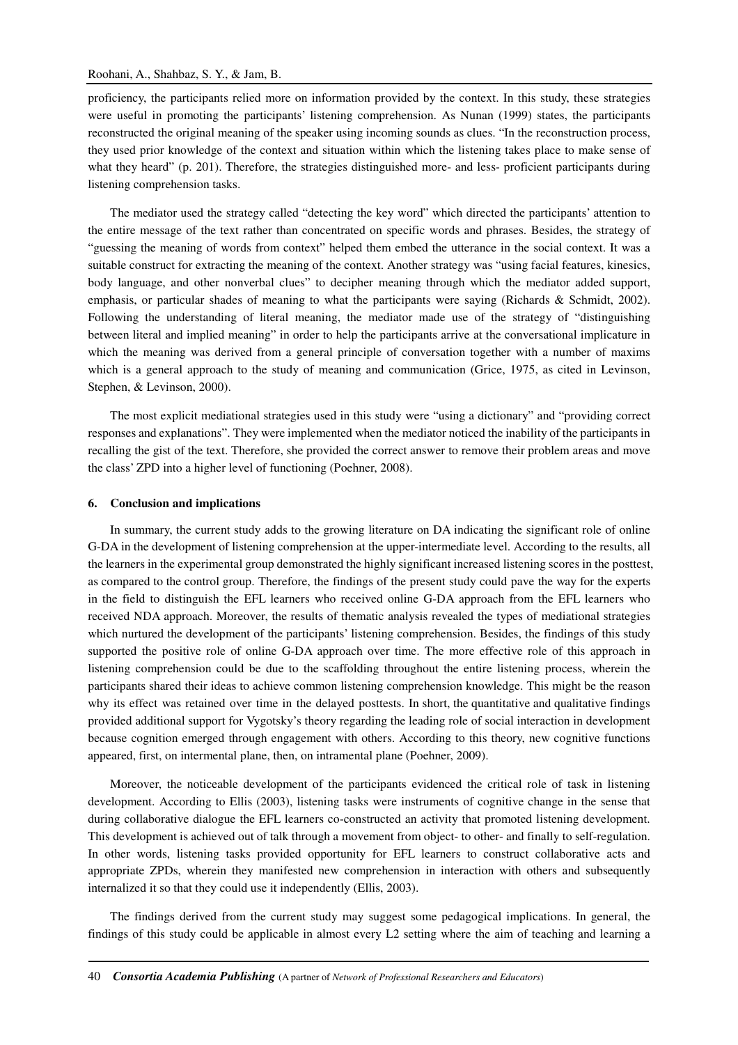proficiency, the participants relied more on information provided by the context. In this study, these strategies were useful in promoting the participants' listening comprehension. As Nunan (1999) states, the participants reconstructed the original meaning of the speaker using incoming sounds as clues. "In the reconstruction process, they used prior knowledge of the context and situation within which the listening takes place to make sense of what they heard" (p. 201). Therefore, the strategies distinguished more- and less- proficient participants during listening comprehension tasks.

The mediator used the strategy called "detecting the key word" which directed the participants' attention to the entire message of the text rather than concentrated on specific words and phrases. Besides, the strategy of "guessing the meaning of words from context" helped them embed the utterance in the social context. It was a suitable construct for extracting the meaning of the context. Another strategy was "using facial features, kinesics, body language, and other nonverbal clues" to decipher meaning through which the mediator added support, emphasis, or particular shades of meaning to what the participants were saying (Richards & Schmidt, 2002). Following the understanding of literal meaning, the mediator made use of the strategy of "distinguishing between literal and implied meaning" in order to help the participants arrive at the conversational implicature in which the meaning was derived from a general principle of conversation together with a number of maxims which is a general approach to the study of meaning and communication (Grice, 1975, as cited in Levinson, Stephen, & Levinson, 2000).

The most explicit mediational strategies used in this study were "using a dictionary" and "providing correct responses and explanations". They were implemented when the mediator noticed the inability of the participants in recalling the gist of the text. Therefore, she provided the correct answer to remove their problem areas and move the class' ZPD into a higher level of functioning (Poehner, 2008).

## 6. Conclusion and implications

In summary, the current study adds to the growing literature on DA indicating the significant role of online G-DA in the development of listening comprehension at the upper-intermediate level. According to the results, all the learners in the experimental group demonstrated the highly significant increased listening scores in the posttest, as compared to the control group. Therefore, the findings of the present study could pave the way for the experts in the field to distinguish the EFL learners who received online G-DA approach from the EFL learners who received NDA approach. Moreover, the results of thematic analysis revealed the types of mediational strategies which nurtured the development of the participants' listening comprehension. Besides, the findings of this study supported the positive role of online G-DA approach over time. The more effective role of this approach in listening comprehension could be due to the scaffolding throughout the entire listening process, wherein the participants shared their ideas to achieve common listening comprehension knowledge. This might be the reason why its effect was retained over time in the delayed posttests. In short, the quantitative and qualitative findings provided additional support for Vygotsky's theory regarding the leading role of social interaction in development because cognition emerged through engagement with others. According to this theory, new cognitive functions appeared, first, on intermental plane, then, on intramental plane (Poehner, 2009).

Moreover, the noticeable development of the participants evidenced the critical role of task in listening development. According to Ellis (2003), listening tasks were instruments of cognitive change in the sense that during collaborative dialogue the EFL learners co-constructed an activity that promoted listening development. This development is achieved out of talk through a movement from object- to other- and finally to self-regulation. In other words, listening tasks provided opportunity for EFL learners to construct collaborative acts and appropriate ZPDs, wherein they manifested new comprehension in interaction with others and subsequently internalized it so that they could use it independently (Ellis, 2003).

The findings derived from the current study may suggest some pedagogical implications. In general, the findings of this study could be applicable in almost every L2 setting where the aim of teaching and learning a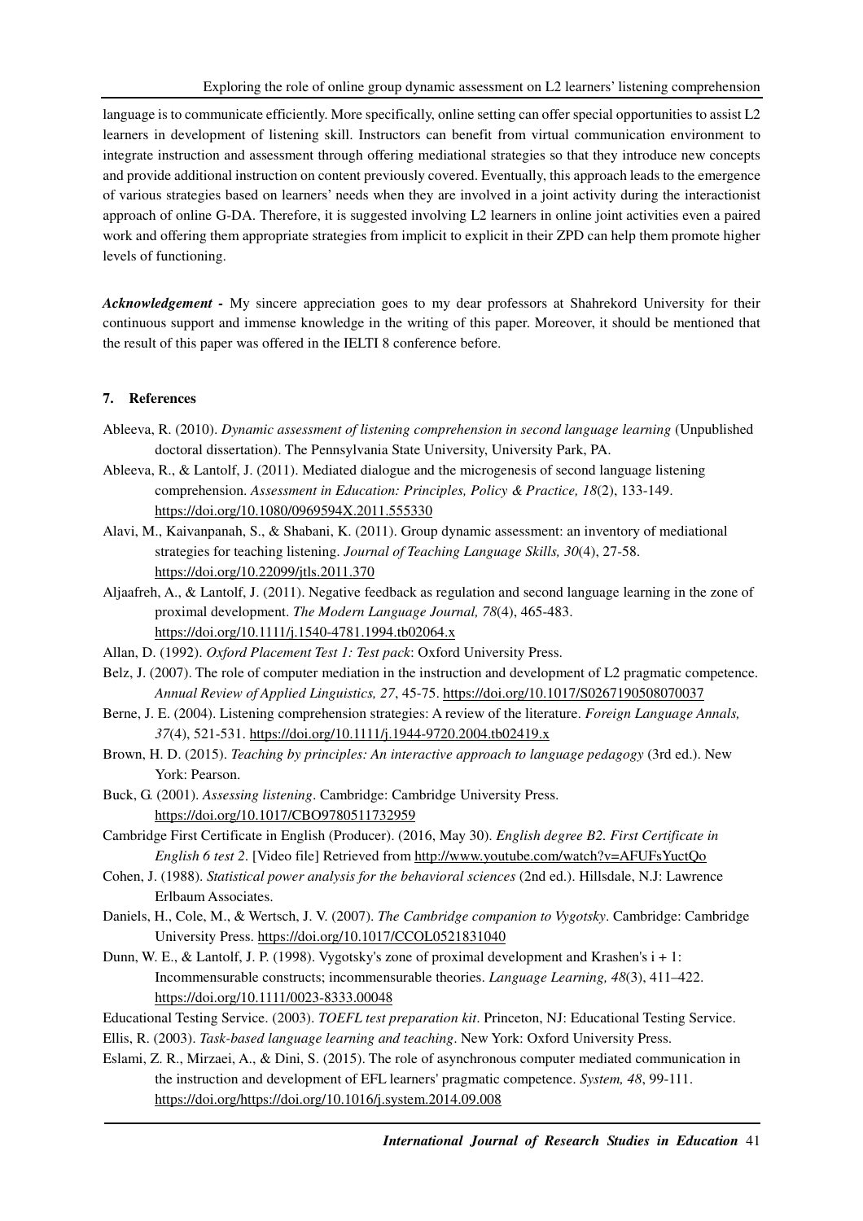language is to communicate efficiently. More specifically, online setting can offer special opportunities to assist L2 learners in development of listening skill. Instructors can benefit from virtual communication environment to integrate instruction and assessment through offering mediational strategies so that they introduce new concepts and provide additional instruction on content previously covered. Eventually, this approach leads to the emergence of various strategies based on learners' needs when they are involved in a joint activity during the interactionist approach of online G-DA. Therefore, it is suggested involving L2 learners in online joint activities even a paired work and offering them appropriate strategies from implicit to explicit in their ZPD can help them promote higher levels of functioning.

***Acknowledgement -*** My sincere appreciation goes to my dear professors at Shahrekord University for their continuous support and immense knowledge in the writing of this paper. Moreover, it should be mentioned that the result of this paper was offered in the IELTI 8 conference before.

## 7. References

Ableeva, R. (2010). *Dynamic assessment of listening comprehension in second language learning* (Unpublished doctoral dissertation). The Pennsylvania State University, University Park, PA.

Ableeva, R., & Lantolf, J. (2011). Mediated dialogue and the microgenesis of second language listening comprehension. *Assessment in Education: Principles, Policy & Practice, 18*(2), 133-149. https://doi.org/10.1080/0969594X.2011.555330

Alavi, M., Kaivanpanah, S., & Shabani, K. (2011). Group dynamic assessment: an inventory of mediational strategies for teaching listening. *Journal of Teaching Language Skills, 30*(4), 27-58. https://doi.org/10.22099/jtls.2011.370

Aljaafreh, A., & Lantolf, J. (2011). Negative feedback as regulation and second language learning in the zone of proximal development. *The Modern Language Journal, 78*(4), 465-483. https://doi.org/10.1111/j.1540-4781.1994.tb02064.x

Allan, D. (1992). *Oxford Placement Test 1: Test pack*: Oxford University Press.

Belz, J. (2007). The role of computer mediation in the instruction and development of L2 pragmatic competence. *Annual Review of Applied Linguistics, 27*, 45-75. https://doi.org/10.1017/S0267190508070037

Berne, J. E. (2004). Listening comprehension strategies: A review of the literature. *Foreign Language Annals, 37*(4), 521-531. https://doi.org/10.1111/j.1944-9720.2004.tb02419.x

Brown, H. D. (2015). *Teaching by principles: An interactive approach to language pedagogy* (3rd ed.). New York: Pearson.

Buck, G. (2001). *Assessing listening*. Cambridge: Cambridge University Press. https://doi.org/10.1017/CBO9780511732959

Cambridge First Certificate in English (Producer). (2016, May 30). *English degree B2. First Certificate in English 6 test 2*. [Video file] Retrieved from http://www.youtube.com/watch?v=AFUFsYuctQo

Cohen, J. (1988). *Statistical power analysis for the behavioral sciences* (2nd ed.). Hillsdale, N.J: Lawrence Erlbaum Associates.

Daniels, H., Cole, M., & Wertsch, J. V. (2007). *The Cambridge companion to Vygotsky*. Cambridge: Cambridge University Press. https://doi.org/10.1017/CCOL0521831040

Dunn, W. E., & Lantolf, J. P. (1998). Vygotsky's zone of proximal development and Krashen's i + 1: Incommensurable constructs; incommensurable theories. *Language Learning, 48*(3), 411–422. https://doi.org/10.1111/0023-8333.00048

Educational Testing Service. (2003). *TOEFL test preparation kit*. Princeton, NJ: Educational Testing Service.

Ellis, R. (2003). *Task-based language learning and teaching*. New York: Oxford University Press.

Eslami, Z. R., Mirzaei, A., & Dini, S. (2015). The role of asynchronous computer mediated communication in the instruction and development of EFL learners' pragmatic competence. *System, 48*, 99-111. https://doi.org/https://doi.org/10.1016/j.system.2014.09.008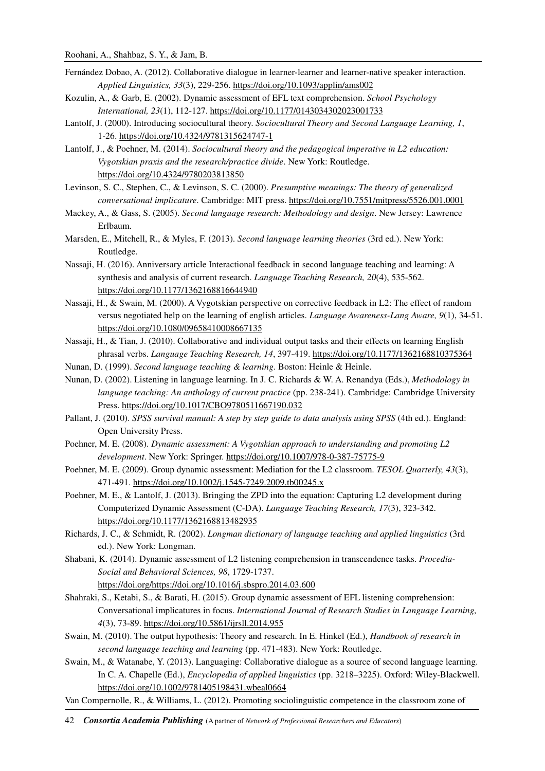Fernández Dobao, A. (2012). Collaborative dialogue in learner-learner and learner-native speaker interaction. *Applied Linguistics, 33*(3), 229-256. https://doi.org/10.1093/applin/ams002

Kozulin, A., & Garb, E. (2002). Dynamic assessment of EFL text comprehension. *School Psychology International, 23*(1), 112-127. https://doi.org/10.1177/0143034302023001733

Lantolf, J. (2000). Introducing sociocultural theory. *Sociocultural Theory and Second Language Learning, 1*, 1-26. https://doi.org/10.4324/9781315624747-1

Lantolf, J., & Poehner, M. (2014). *Sociocultural theory and the pedagogical imperative in L2 education: Vygotskian praxis and the research/practice divide*. New York: Routledge. https://doi.org/10.4324/9780203813850

Levinson, S. C., Stephen, C., & Levinson, S. C. (2000). *Presumptive meanings: The theory of generalized conversational implicature*. Cambridge: MIT press. https://doi.org/10.7551/mitpress/5526.001.0001

Mackey, A., & Gass, S. (2005). *Second language research: Methodology and design*. New Jersey: Lawrence Erlbaum.

Marsden, E., Mitchell, R., & Myles, F. (2013). *Second language learning theories* (3rd ed.). New York: Routledge.

Nassaji, H. (2016). Anniversary article Interactional feedback in second language teaching and learning: A synthesis and analysis of current research. *Language Teaching Research, 20*(4), 535-562. https://doi.org/10.1177/1362168816644940

Nassaji, H., & Swain, M. (2000). A Vygotskian perspective on corrective feedback in L2: The effect of random versus negotiated help on the learning of english articles. *Language Awareness-Lang Aware, 9*(1), 34-51. https://doi.org/10.1080/09658410008667135

Nassaji, H., & Tian, J. (2010). Collaborative and individual output tasks and their effects on learning English phrasal verbs. *Language Teaching Research, 14*, 397-419. https://doi.org/10.1177/1362168810375364

Nunan, D. (1999). *Second language teaching & learning*. Boston: Heinle & Heinle.

Nunan, D. (2002). Listening in language learning. In J. C. Richards & W. A. Renandya (Eds.), *Methodology in language teaching: An anthology of current practice* (pp. 238-241). Cambridge: Cambridge University Press. https://doi.org/10.1017/CBO9780511667190.032

Pallant, J. (2010). *SPSS survival manual: A step by step guide to data analysis using SPSS* (4th ed.). England: Open University Press.

Poehner, M. E. (2008). *Dynamic assessment: A Vygotskian approach to understanding and promoting L2 development*. New York: Springer. https://doi.org/10.1007/978-0-387-75775-9

Poehner, M. E. (2009). Group dynamic assessment: Mediation for the L2 classroom. *TESOL Quarterly, 43*(3), 471-491. https://doi.org/10.1002/j.1545-7249.2009.tb00245.x

Poehner, M. E., & Lantolf, J. (2013). Bringing the ZPD into the equation: Capturing L2 development during Computerized Dynamic Assessment (C-DA). *Language Teaching Research, 17*(3), 323-342. https://doi.org/10.1177/1362168813482935

Richards, J. C., & Schmidt, R. (2002). *Longman dictionary of language teaching and applied linguistics* (3rd ed.). New York: Longman.

Shabani, K. (2014). Dynamic assessment of L2 listening comprehension in transcendence tasks. *Procedia-Social and Behavioral Sciences, 98*, 1729-1737. https://doi.org/https://doi.org/10.1016/j.sbspro.2014.03.600

Shahraki, S., Ketabi, S., & Barati, H. (2015). Group dynamic assessment of EFL listening comprehension: Conversational implicatures in focus. *International Journal of Research Studies in Language Learning, 4*(3), 73-89. https://doi.org/10.5861/ijrsll.2014.955

Swain, M. (2010). The output hypothesis: Theory and research. In E. Hinkel (Ed.), *Handbook of research in second language teaching and learning* (pp. 471-483). New York: Routledge.

Swain, M., & Watanabe, Y. (2013). Languaging: Collaborative dialogue as a source of second language learning. In C. A. Chapelle (Ed.), *Encyclopedia of applied linguistics* (pp. 3218–3225). Oxford: Wiley-Blackwell. https://doi.org/10.1002/9781405198431.wbeal0664

Van Compernolle, R., & Williams, L. (2012). Promoting sociolinguistic competence in the classroom zone of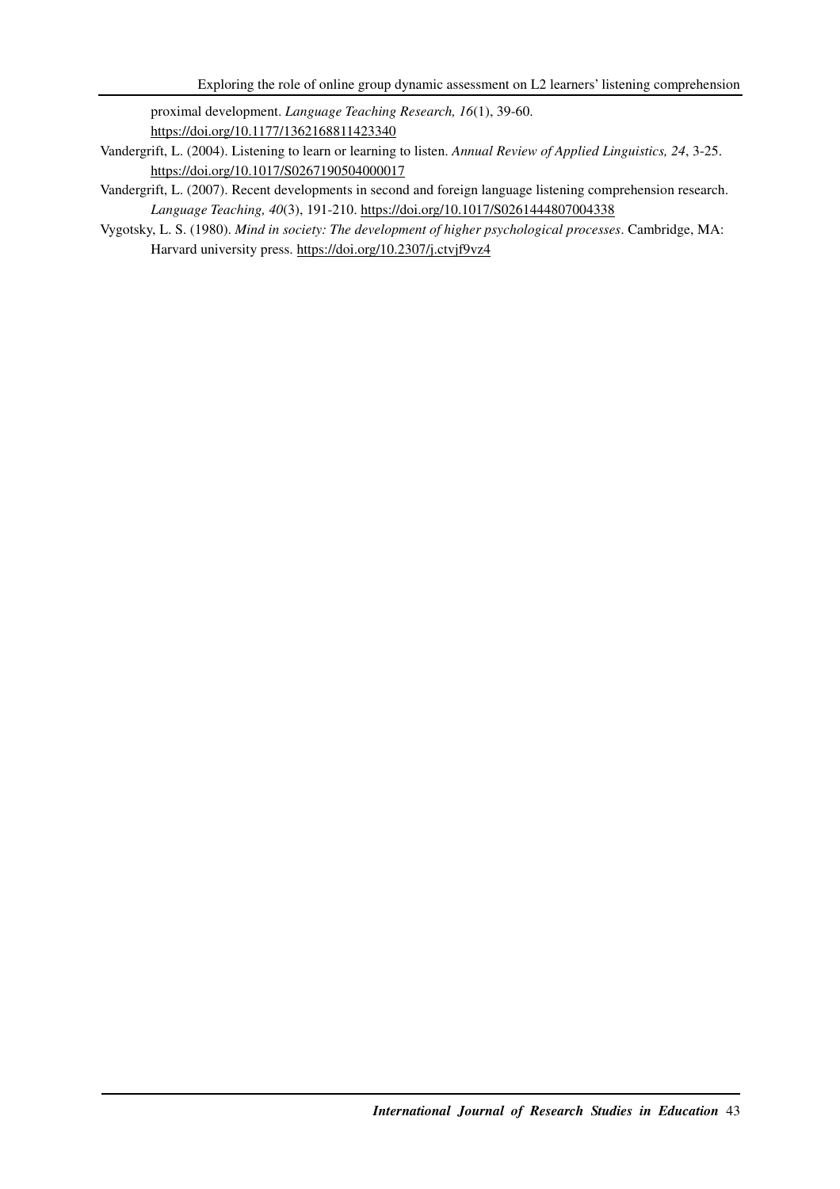proximal development. *Language Teaching Research, 16*(1), 39-60. https://doi.org/10.1177/1362168811423340

Vandergrift, L. (2004). Listening to learn or learning to listen. *Annual Review of Applied Linguistics, 24*, 3-25. https://doi.org/10.1017/S0267190504000017

Vandergrift, L. (2007). Recent developments in second and foreign language listening comprehension research. *Language Teaching, 40*(3), 191-210. https://doi.org/10.1017/S0261444807004338

Vygotsky, L. S. (1980). *Mind in society: The development of higher psychological processes*. Cambridge, MA: Harvard university press. https://doi.org/10.2307/j.ctvjf9vz4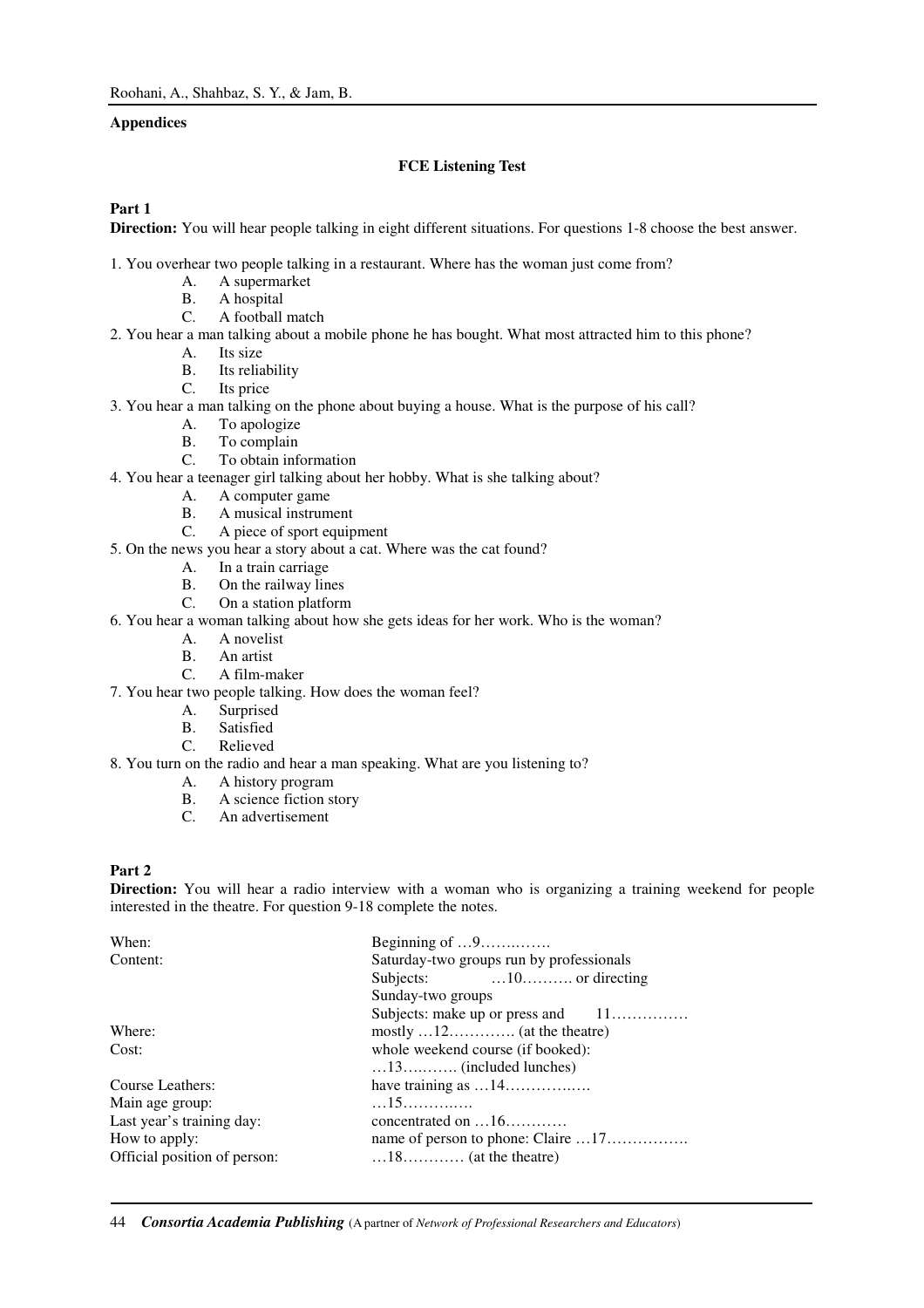**Appendices**

**FCE Listening Test**

**Part 1**

**Direction:** You will hear people talking in eight different situations. For questions 1-8 choose the best answer.

1. You overhear two people talking in a restaurant. Where has the woman just come from?
   A. A supermarket
   B. A hospital
   C. A football match
2. You hear a man talking about a mobile phone he has bought. What most attracted him to this phone?
   A. Its size
   B. Its reliability
   C. Its price
3. You hear a man talking on the phone about buying a house. What is the purpose of his call?
   A. To apologize
   B. To complain
   C. To obtain information
4. You hear a teenager girl talking about her hobby. What is she talking about?
   A. A computer game
   B. A musical instrument
   C. A piece of sport equipment
5. On the news you hear a story about a cat. Where was the cat found?
   A. In a train carriage
   B. On the railway lines
   C. On a station platform
6. You hear a woman talking about how she gets ideas for her work. Who is the woman?
   A. A novelist
   B. An artist
   C. A film-maker
7. You hear two people talking. How does the woman feel?
   A. Surprised
   B. Satisfied
   C. Relieved
8. You turn on the radio and hear a man speaking. What are you listening to?
   A. A history program
   B. A science fiction story
   C. An advertisement

**Part 2**

**Direction:** You will hear a radio interview with a woman who is organizing a training weekend for people interested in the theatre. For question 9-18 complete the notes.

| | |
|---|---|
| When: | Beginning of …9……..……. |
| Content: | Saturday-two groups run by professionals |
| | Subjects: …10………. or directing |
| | Sunday-two groups |
| | Subjects: make up or press and 11…………… |
| Where: | mostly …12…………. (at the theatre) |
| Cost: | whole weekend course (if booked): |
| | …13…..……. (included lunches) |
| Course Leathers: | have training as …14…………..…. |
| Main age group: | …15……….…. |
| Last year's training day: | concentrated on …16………… |
| How to apply: | name of person to phone: Claire …17……………. |
| Official position of person: | …18………… (at the theatre) |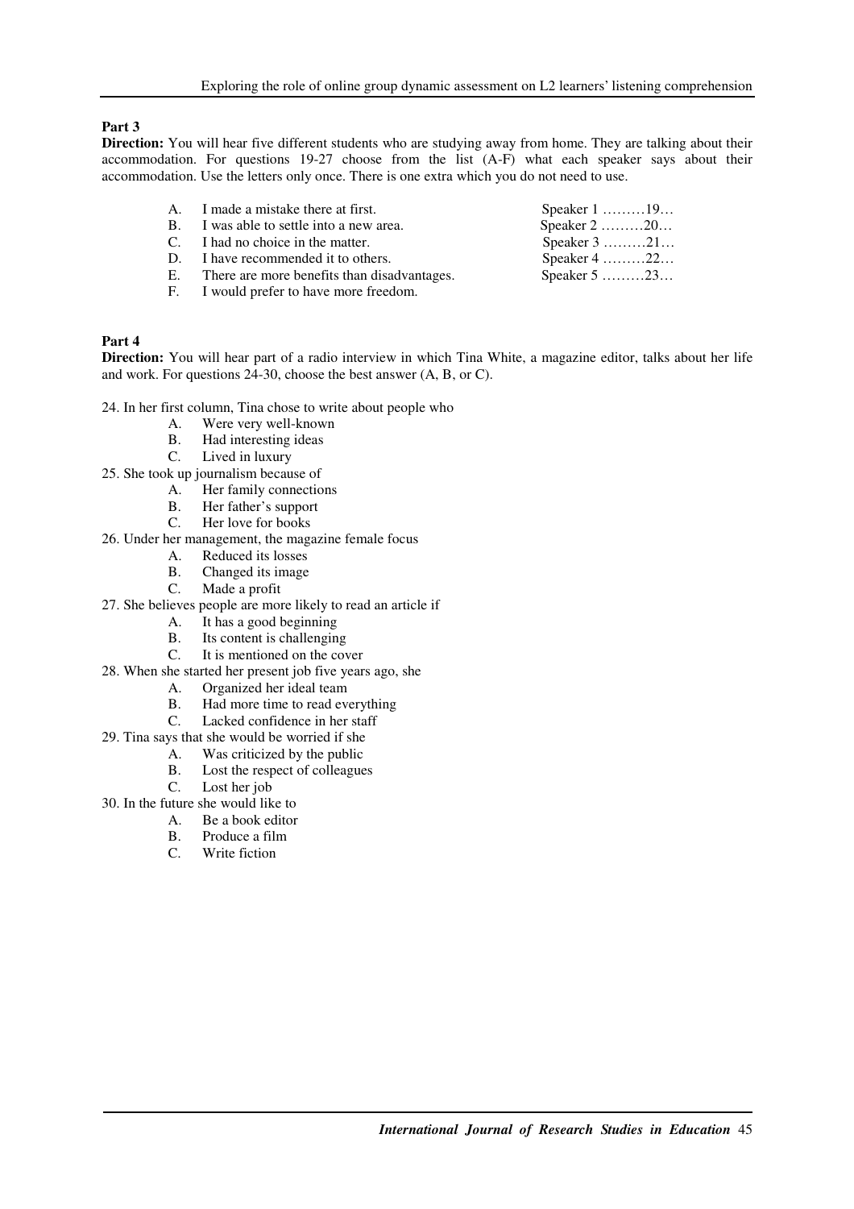**Part 3**

**Direction:** You will hear five different students who are studying away from home. They are talking about their accommodation. For questions 19-27 choose from the list (A-F) what each speaker says about their accommodation. Use the letters only once. There is one extra which you do not need to use.

A. I made a mistake there at first.
B. I was able to settle into a new area.
C. I had no choice in the matter.
D. I have recommended it to others.
E. There are more benefits than disadvantages.
F. I would prefer to have more freedom.

Speaker 1 ………19…
Speaker 2 ………20…
Speaker 3 ………21…
Speaker 4 ………22…
Speaker 5 ………23…

**Part 4**

**Direction:** You will hear part of a radio interview in which Tina White, a magazine editor, talks about her life and work. For questions 24-30, choose the best answer (A, B, or C).

24. In her first column, Tina chose to write about people who
    A. Were very well-known
    B. Had interesting ideas
    C. Lived in luxury

25. She took up journalism because of
    A. Her family connections
    B. Her father's support
    C. Her love for books

26. Under her management, the magazine female focus
    A. Reduced its losses
    B. Changed its image
    C. Made a profit

27. She believes people are more likely to read an article if
    A. It has a good beginning
    B. Its content is challenging
    C. It is mentioned on the cover

28. When she started her present job five years ago, she
    A. Organized her ideal team
    B. Had more time to read everything
    C. Lacked confidence in her staff

29. Tina says that she would be worried if she
    A. Was criticized by the public
    B. Lost the respect of colleagues
    C. Lost her job

30. In the future she would like to
    A. Be a book editor
    B. Produce a film
    C. Write fiction